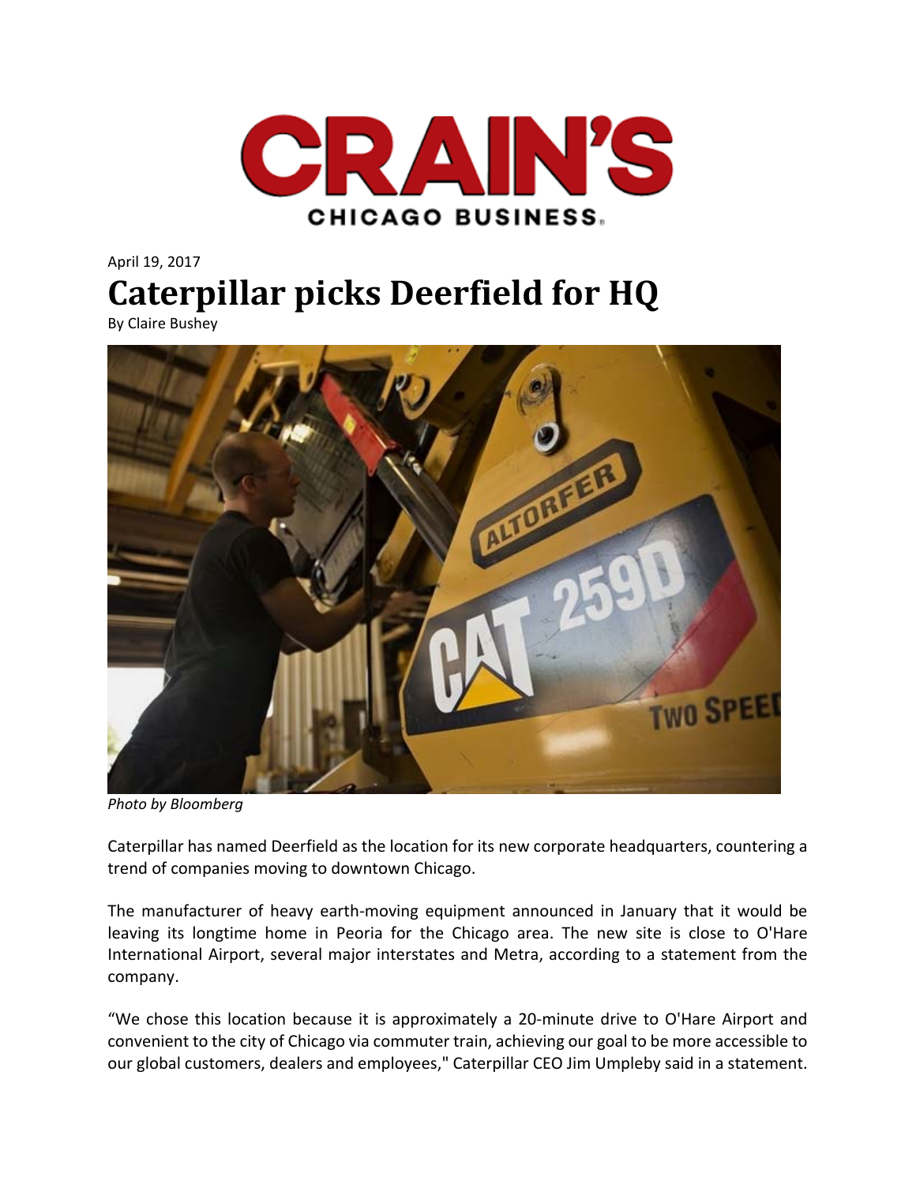CRAIN'S CHICAGO BUSINESS

April 19, 2017

# Caterpillar picks Deerfield for HQ

By Claire Bushey

*Photo by Bloomberg*

Caterpillar has named Deerfield as the location for its new corporate headquarters, countering a trend of companies moving to downtown Chicago.

The manufacturer of heavy earth-moving equipment announced in January that it would be leaving its longtime home in Peoria for the Chicago area. The new site is close to O'Hare International Airport, several major interstates and Metra, according to a statement from the company.

"We chose this location because it is approximately a 20-minute drive to O'Hare Airport and convenient to the city of Chicago via commuter train, achieving our goal to be more accessible to our global customers, dealers and employees," Caterpillar CEO Jim Umpleby said in a statement.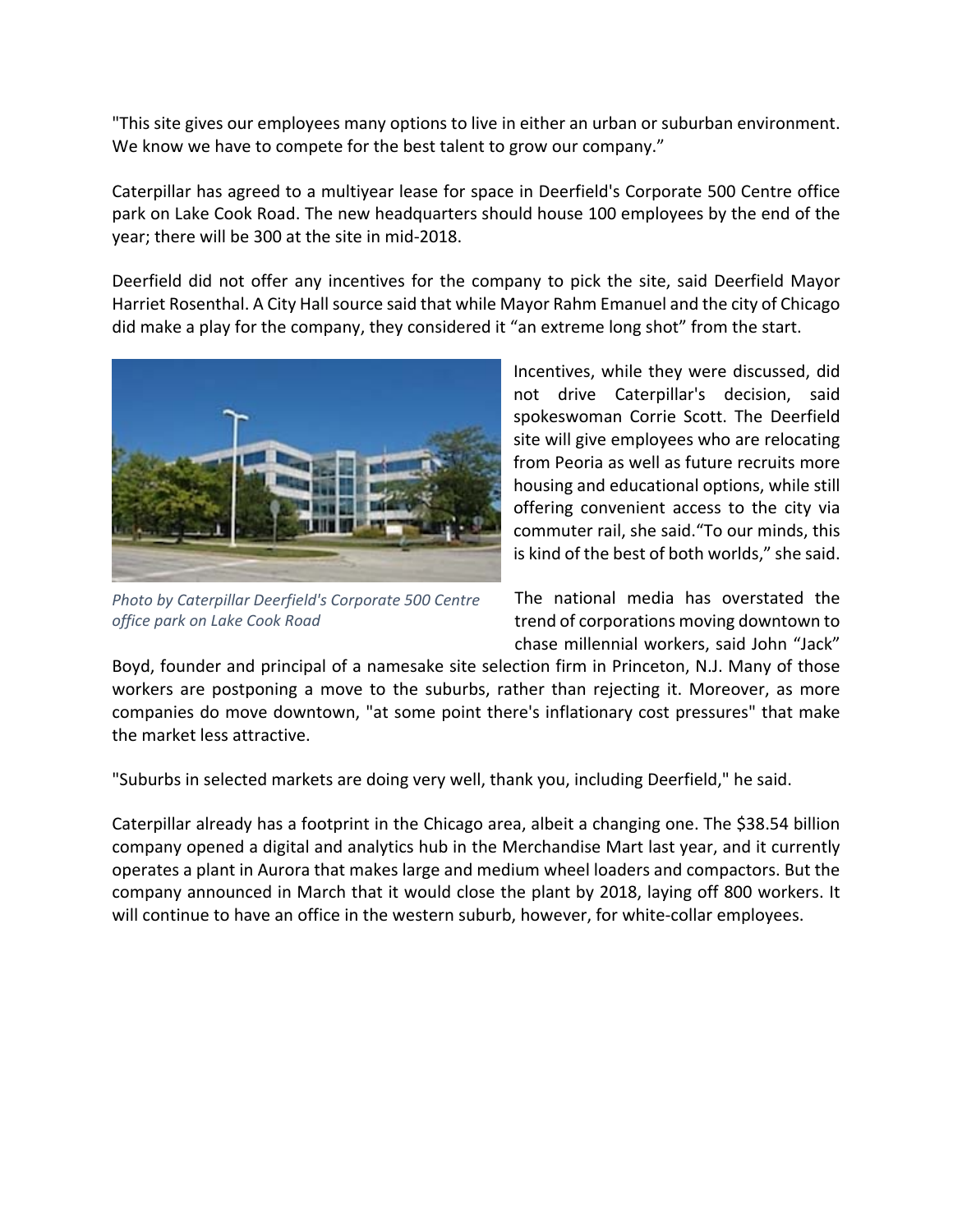"This site gives our employees many options to live in either an urban or suburban environment. We know we have to compete for the best talent to grow our company."

Caterpillar has agreed to a multiyear lease for space in Deerfield's Corporate 500 Centre office park on Lake Cook Road. The new headquarters should house 100 employees by the end of the year; there will be 300 at the site in mid-2018.

Deerfield did not offer any incentives for the company to pick the site, said Deerfield Mayor Harriet Rosenthal. A City Hall source said that while Mayor Rahm Emanuel and the city of Chicago did make a play for the company, they considered it "an extreme long shot" from the start.

*Photo by Caterpillar Deerfield's Corporate 500 Centre office park on Lake Cook Road*

Incentives, while they were discussed, did not drive Caterpillar's decision, said spokeswoman Corrie Scott. The Deerfield site will give employees who are relocating from Peoria as well as future recruits more housing and educational options, while still offering convenient access to the city via commuter rail, she said."To our minds, this is kind of the best of both worlds," she said.

The national media has overstated the trend of corporations moving downtown to chase millennial workers, said John "Jack" Boyd, founder and principal of a namesake site selection firm in Princeton, N.J. Many of those workers are postponing a move to the suburbs, rather than rejecting it. Moreover, as more companies do move downtown, "at some point there's inflationary cost pressures" that make the market less attractive.

"Suburbs in selected markets are doing very well, thank you, including Deerfield," he said.

Caterpillar already has a footprint in the Chicago area, albeit a changing one. The $38.54 billion company opened a digital and analytics hub in the Merchandise Mart last year, and it currently operates a plant in Aurora that makes large and medium wheel loaders and compactors. But the company announced in March that it would close the plant by 2018, laying off 800 workers. It will continue to have an office in the western suburb, however, for white-collar employees.